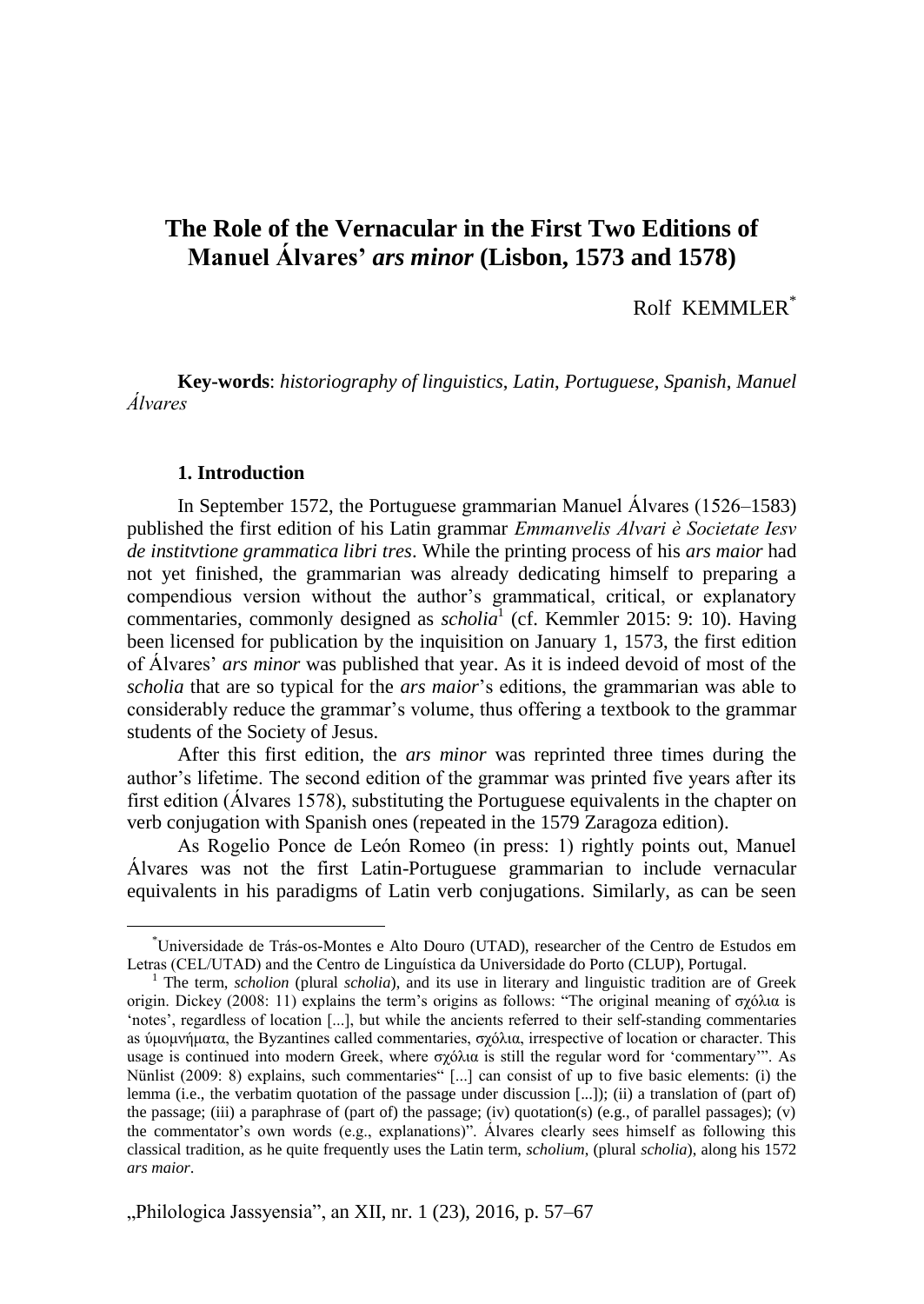# The Role of the Vernacular in the First Two Editions of Manuel Álvares' *ars minor* (Lisbon, 1573 and 1578)

Rolf KEMMLER[*]

**Key-words**: *historiography of linguistics*, *Latin*, *Portuguese*, *Spanish*, *Manuel Álvares*

## 1. Introduction

In September 1572, the Portuguese grammarian Manuel Álvares (1526–1583) published the first edition of his Latin grammar *Emmanvelis Alvari è Societate Iesv de institvtione grammatica libri tres*. While the printing process of his *ars maior* had not yet finished, the grammarian was already dedicating himself to preparing a compendious version without the author's grammatical, critical, or explanatory commentaries, commonly designed as *scholia*[1] (cf. Kemmler 2015: 9: 10). Having been licensed for publication by the inquisition on January 1, 1573, the first edition of Álvares' *ars minor* was published that year. As it is indeed devoid of most of the *scholia* that are so typical for the *ars maior*'s editions, the grammarian was able to considerably reduce the grammar's volume, thus offering a textbook to the grammar students of the Society of Jesus.

After this first edition, the *ars minor* was reprinted three times during the author's lifetime. The second edition of the grammar was printed five years after its first edition (Álvares 1578), substituting the Portuguese equivalents in the chapter on verb conjugation with Spanish ones (repeated in the 1579 Zaragoza edition).

As Rogelio Ponce de León Romeo (in press: 1) rightly points out, Manuel Álvares was not the first Latin-Portuguese grammarian to include vernacular equivalents in his paradigms of Latin verb conjugations. Similarly, as can be seen

---

[*] Universidade de Trás-os-Montes e Alto Douro (UTAD), researcher of the Centro de Estudos em Letras (CEL/UTAD) and the Centro de Linguística da Universidade do Porto (CLUP), Portugal.

[1] The term, *scholion* (plural *scholia*), and its use in literary and linguistic tradition are of Greek origin. Dickey (2008: 11) explains the term's origins as follows: "The original meaning of σχόλια is 'notes', regardless of location [...], but while the ancients referred to their self-standing commentaries as ὑμομνήματα, the Byzantines called commentaries, σχόλια, irrespective of location or character. This usage is continued into modern Greek, where σχόλια is still the regular word for 'commentary'". As Nünlist (2009: 8) explains, such commentaries" [...] can consist of up to five basic elements: (i) the lemma (i.e., the verbatim quotation of the passage under discussion [...]); (ii) a translation of (part of) the passage; (iii) a paraphrase of (part of) the passage; (iv) quotation(s) (e.g., of parallel passages); (v) the commentator's own words (e.g., explanations)". Álvares clearly sees himself as following this classical tradition, as he quite frequently uses the Latin term, *scholium*, (plural *scholia*), along his 1572 *ars maior*.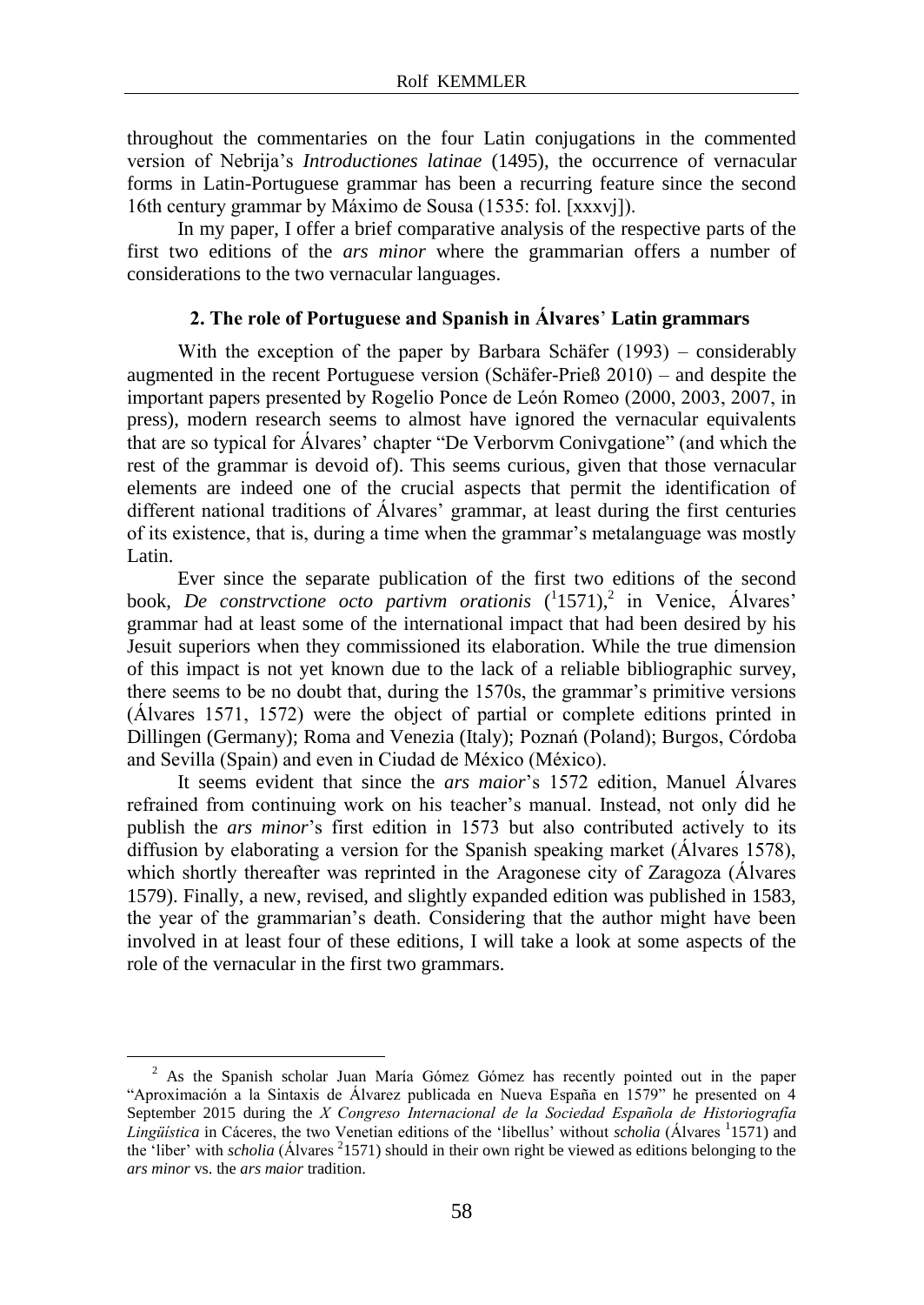throughout the commentaries on the four Latin conjugations in the commented version of Nebrija's *Introductiones latinae* (1495), the occurrence of vernacular forms in Latin-Portuguese grammar has been a recurring feature since the second 16th century grammar by Máximo de Sousa (1535: fol. [xxxvj]).

In my paper, I offer a brief comparative analysis of the respective parts of the first two editions of the *ars minor* where the grammarian offers a number of considerations to the two vernacular languages.

## 2. The role of Portuguese and Spanish in Álvares' Latin grammars

With the exception of the paper by Barbara Schäfer (1993) – considerably augmented in the recent Portuguese version (Schäfer-Prieß 2010) – and despite the important papers presented by Rogelio Ponce de León Romeo (2000, 2003, 2007, in press), modern research seems to almost have ignored the vernacular equivalents that are so typical for Álvares' chapter "De Verborvm Conivgatione" (and which the rest of the grammar is devoid of). This seems curious, given that those vernacular elements are indeed one of the crucial aspects that permit the identification of different national traditions of Álvares' grammar, at least during the first centuries of its existence, that is, during a time when the grammar's metalanguage was mostly Latin.

Ever since the separate publication of the first two editions of the second book, *De constrvctione octo partivm orationis* ([1]1571),[2] in Venice, Álvares' grammar had at least some of the international impact that had been desired by his Jesuit superiors when they commissioned its elaboration. While the true dimension of this impact is not yet known due to the lack of a reliable bibliographic survey, there seems to be no doubt that, during the 1570s, the grammar's primitive versions (Álvares 1571, 1572) were the object of partial or complete editions printed in Dillingen (Germany); Roma and Venezia (Italy); Poznań (Poland); Burgos, Córdoba and Sevilla (Spain) and even in Ciudad de México (México).

It seems evident that since the *ars maior*'s 1572 edition, Manuel Álvares refrained from continuing work on his teacher's manual. Instead, not only did he publish the *ars minor*'s first edition in 1573 but also contributed actively to its diffusion by elaborating a version for the Spanish speaking market (Álvares 1578), which shortly thereafter was reprinted in the Aragonese city of Zaragoza (Álvares 1579). Finally, a new, revised, and slightly expanded edition was published in 1583, the year of the grammarian's death. Considering that the author might have been involved in at least four of these editions, I will take a look at some aspects of the role of the vernacular in the first two grammars.

---

[2] As the Spanish scholar Juan María Gómez Gómez has recently pointed out in the paper "Aproximación a la Sintaxis de Álvarez publicada en Nueva España en 1579" he presented on 4 September 2015 during the *X Congreso Internacional de la Sociedad Española de Historiografía Lingüística* in Cáceres, the two Venetian editions of the 'libellus' without *scholia* (Álvares [1]1571) and the 'liber' with *scholia* (Álvares [2]1571) should in their own right be viewed as editions belonging to the *ars minor* vs. the *ars maior* tradition.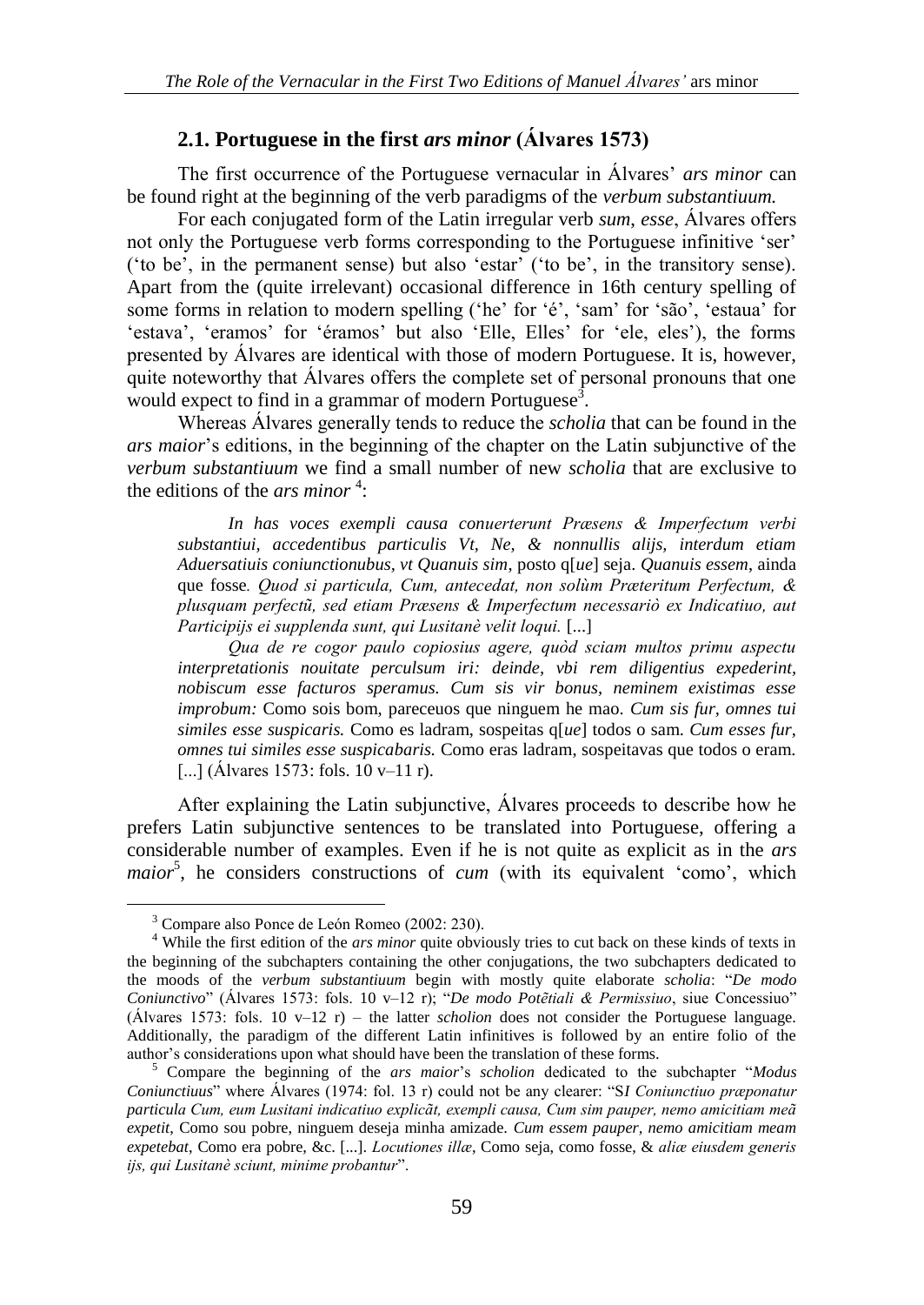## 2.1. Portuguese in the first *ars minor* (Álvares 1573)

The first occurrence of the Portuguese vernacular in Álvares' *ars minor* can be found right at the beginning of the verb paradigms of the *verbum substantiuum.*

For each conjugated form of the Latin irregular verb *sum*, *esse*, Álvares offers not only the Portuguese verb forms corresponding to the Portuguese infinitive 'ser' ('to be', in the permanent sense) but also 'estar' ('to be', in the transitory sense). Apart from the (quite irrelevant) occasional difference in 16th century spelling of some forms in relation to modern spelling ('he' for 'é', 'sam' for 'são', 'estaua' for 'estava', 'eramos' for 'éramos' but also 'Elle, Elles' for 'ele, eles'), the forms presented by Álvares are identical with those of modern Portuguese. It is, however, quite noteworthy that Álvares offers the complete set of personal pronouns that one would expect to find in a grammar of modern Portuguese[3].

Whereas Álvares generally tends to reduce the *scholia* that can be found in the *ars maior*'s editions, in the beginning of the chapter on the Latin subjunctive of the *verbum substantiuum* we find a small number of new *scholia* that are exclusive to the editions of the *ars minor* [4]:

> ***In has voces exempli causa conuerterunt Præsens & Imperfectum verbi substantiui, accedentibus particulis Vt, Ne, & nonnullis alijs, interdum etiam Aduersatiuis coniunctionubus***, ***vt Quanuis sim***, posto q[*ue*] seja. ***Quanuis essem***, ainda que fosse*.* ***Quod si particula, Cum, antecedat, non solùm Præteritum Perfectum, & plusquam perfectũ, sed etiam Præsens & Imperfectum necessariò ex Indicatiuo, aut Participijs ei supplenda sunt, qui Lusitanè velit loqui.*** [...]
>
> ***Qua de re cogor paulo copiosius agere, quòd sciam multos primu aspectu interpretationis nouitate perculsum iri: deinde, vbi rem diligentius expederint, nobiscum esse facturos speramus. Cum sis vir bonus, neminem existimas esse improbum:*** Como sois bom, pareceuos que ninguem he mao. ***Cum sis fur, omnes tui similes esse suspicaris.*** Como es ladram, sospeitas q[*ue*] todos o sam. ***Cum esses fur, omnes tui similes esse suspicabaris.*** Como eras ladram, sospeitavas que todos o eram. [...] (Álvares 1573: fols. 10 v–11 r).

After explaining the Latin subjunctive, Álvares proceeds to describe how he prefers Latin subjunctive sentences to be translated into Portuguese, offering a considerable number of examples. Even if he is not quite as explicit as in the *ars maior*[5], he considers constructions of *cum* (with its equivalent 'como', which

---

[3] Compare also Ponce de León Romeo (2002: 230).

[4] While the first edition of the *ars minor* quite obviously tries to cut back on these kinds of texts in the beginning of the subchapters containing the other conjugations, the two subchapters dedicated to the moods of the *verbum substantiuum* begin with mostly quite elaborate *scholia*: "*De modo Coniunctivo*" (Álvares 1573: fols. 10 v–12 r); "*De modo Potẽtiali & Permissiuo*, siue Concessiuo" (Álvares 1573: fols. 10 v–12 r) – the latter *scholion* does not consider the Portuguese language. Additionally, the paradigm of the different Latin infinitives is followed by an entire folio of the author's considerations upon what should have been the translation of these forms.

[5] Compare the beginning of the *ars maior*'s *scholion* dedicated to the subchapter "*Modus Coniunctiuus*" where Álvares (1974: fol. 13 r) could not be any clearer: "S*I Coniunctiuo præponatur particula Cum, eum Lusitani indicatiuo explicãt, exempli causa, Cum sim pauper, nemo amicitiam meã expetit*, Como sou pobre, ninguem deseja minha amizade. *Cum essem pauper, nemo amicitiam meam expetebat*, Como era pobre, &c. [...]. *Locutiones illæ*, Como seja, como fosse, & *aliæ eiusdem generis ijs, qui Lusitanè sciunt, minime probantur*".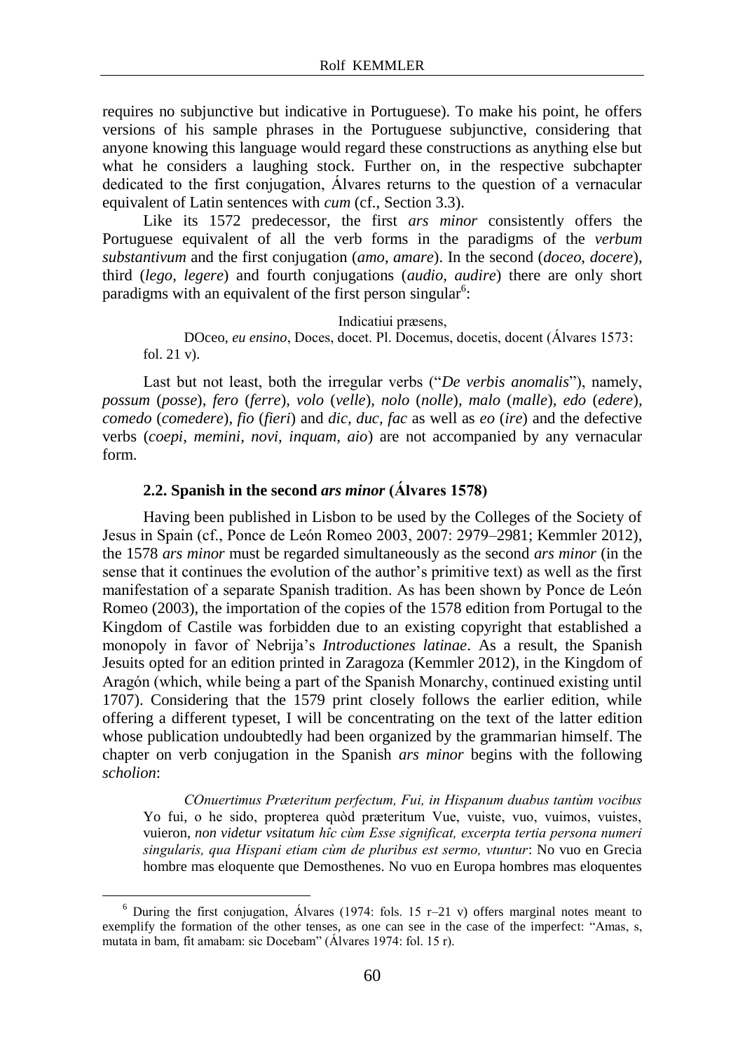requires no subjunctive but indicative in Portuguese). To make his point, he offers versions of his sample phrases in the Portuguese subjunctive, considering that anyone knowing this language would regard these constructions as anything else but what he considers a laughing stock. Further on, in the respective subchapter dedicated to the first conjugation, Álvares returns to the question of a vernacular equivalent of Latin sentences with *cum* (cf., Section 3.3).

Like its 1572 predecessor, the first *ars minor* consistently offers the Portuguese equivalent of all the verb forms in the paradigms of the *verbum substantivum* and the first conjugation (*amo*, *amare*). In the second (*doceo*, *docere*), third (*lego*, *legere*) and fourth conjugations (*audio*, *audire*) there are only short paradigms with an equivalent of the first person singular[6]:

> Indicatiui præsens,
>
> DOceo, *eu ensino*, Doces, docet. Pl. Docemus, docetis, docent (Álvares 1573: fol. 21 v).

Last but not least, both the irregular verbs ("*De verbis anomalis*"), namely, *possum* (*posse*), *fero* (*ferre*), *volo* (*velle*), *nolo* (*nolle*), *malo* (*malle*), *edo* (*edere*), *comedo* (*comedere*), *fio* (*fieri*) and *dic*, *duc*, *fac* as well as *eo* (*ire*) and the defective verbs (*coepi*, *memini*, *novi*, *inquam*, *aio*) are not accompanied by any vernacular form.

### 2.2. Spanish in the second *ars minor* (Álvares 1578)

Having been published in Lisbon to be used by the Colleges of the Society of Jesus in Spain (cf., Ponce de León Romeo 2003, 2007: 2979–2981; Kemmler 2012), the 1578 *ars minor* must be regarded simultaneously as the second *ars minor* (in the sense that it continues the evolution of the author's primitive text) as well as the first manifestation of a separate Spanish tradition. As has been shown by Ponce de León Romeo (2003), the importation of the copies of the 1578 edition from Portugal to the Kingdom of Castile was forbidden due to an existing copyright that established a monopoly in favor of Nebrija's *Introductiones latinae*. As a result, the Spanish Jesuits opted for an edition printed in Zaragoza (Kemmler 2012), in the Kingdom of Aragón (which, while being a part of the Spanish Monarchy, continued existing until 1707). Considering that the 1579 print closely follows the earlier edition, while offering a different typeset, I will be concentrating on the text of the latter edition whose publication undoubtedly had been organized by the grammarian himself. The chapter on verb conjugation in the Spanish *ars minor* begins with the following *scholion*:

> *COnuertimus Præteritum perfectum, Fui, in Hispanum duabus tantùm vocibus* Yo fui, o he sido, *propterea quòd præteritum* Vue, vuiste, vuo, vuimos, vuistes, vuieron, *non videtur vsitatum hîc cùm Esse significat, excerpta tertia persona numeri singularis, qua Hispani etiam cùm de pluribus est sermo, vtuntur*: No vuo en Grecia hombre mas eloquente que Demosthenes. No vuo en Europa hombres mas eloquentes

[6] During the first conjugation, Álvares (1974: fols. 15 r–21 v) offers marginal notes meant to exemplify the formation of the other tenses, as one can see in the case of the imperfect: "Amas, s, mutata in bam, fit amabam: sic Docebam" (Álvares 1974: fol. 15 r).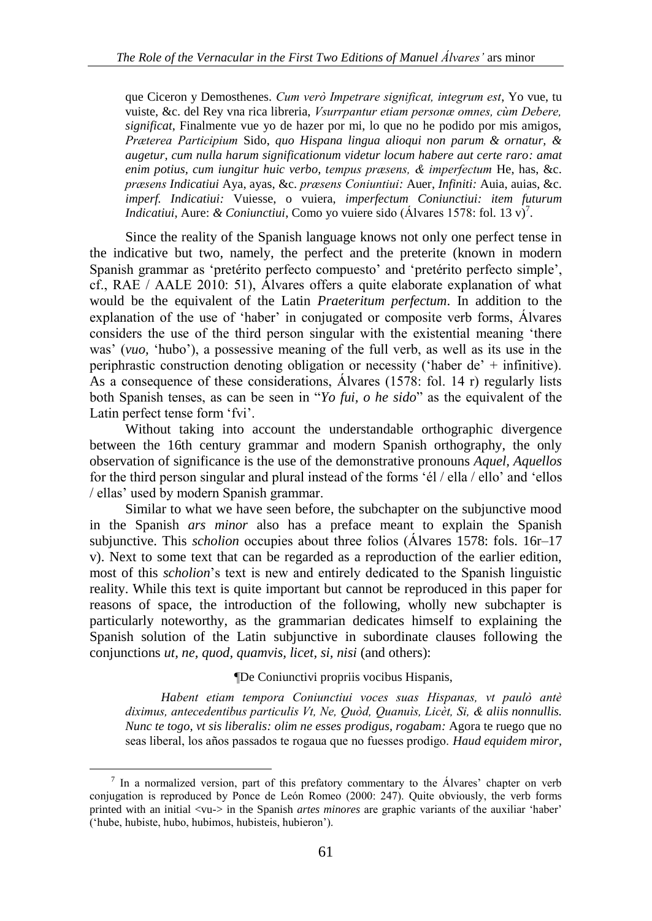que Ciceron y Demosthenes. *Cum verò Impetrare significat, integrum est*, Yo vue, tu vuiste, &c. del Rey vna rica libreria, *Vsurrpantur etiam personæ omnes, cùm Debere, significat*, Finalmente vue yo de hazer por mi, lo que no he podido por mis amigos, *Præterea Participium* Sido, *quo Hispana lingua alioqui non parum & ornatur, & augetur, cum nulla harum significationum videtur locum habere aut certe raro: amat enim potius, cum iungitur huic verbo, tempus præsens, & imperfectum* He, has, &c. *præsens Indicatiui* Aya, ayas, &c. *præsens Coniuntiui:* Auer, *Infiniti:* Auia, auias, &c. *imperf. Indicatiui:* Vuiesse, o vuiera, *imperfectum Coniunctiui: item futurum Indicatiui*, Aure: *& Coniunctiui*, Como yo vuiere sido (Álvares 1578: fol. 13 v)[7].

Since the reality of the Spanish language knows not only one perfect tense in the indicative but two, namely, the perfect and the preterite (known in modern Spanish grammar as 'pretérito perfecto compuesto' and 'pretérito perfecto simple', cf., RAE / AALE 2010: 51), Álvares offers a quite elaborate explanation of what would be the equivalent of the Latin *Praeteritum perfectum*. In addition to the explanation of the use of 'haber' in conjugated or composite verb forms, Álvares considers the use of the third person singular with the existential meaning 'there was' (*vuo*, 'hubo'), a possessive meaning of the full verb, as well as its use in the periphrastic construction denoting obligation or necessity ('haber de' + infinitive). As a consequence of these considerations, Álvares (1578: fol. 14 r) regularly lists both Spanish tenses, as can be seen in "*Yo fui, o he sido*" as the equivalent of the Latin perfect tense form 'fvi'.

Without taking into account the understandable orthographic divergence between the 16th century grammar and modern Spanish orthography, the only observation of significance is the use of the demonstrative pronouns *Aquel*, *Aquellos* for the third person singular and plural instead of the forms 'él / ella / ello' and 'ellos / ellas' used by modern Spanish grammar.

Similar to what we have seen before, the subchapter on the subjunctive mood in the Spanish *ars minor* also has a preface meant to explain the Spanish subjunctive. This *scholion* occupies about three folios (Álvares 1578: fols. 16r–17 v). Next to some text that can be regarded as a reproduction of the earlier edition, most of this *scholion*'s text is new and entirely dedicated to the Spanish linguistic reality. While this text is quite important but cannot be reproduced in this paper for reasons of space, the introduction of the following, wholly new subchapter is particularly noteworthy, as the grammarian dedicates himself to explaining the Spanish solution of the Latin subjunctive in subordinate clauses following the conjunctions *ut*, *ne*, *quod*, *quamvis*, *licet*, *si*, *nisi* (and others):

¶De Coniunctivi propriis vocibus Hispanis,

*Habent etiam tempora Coniunctiui voces suas Hispanas, vt paulò antè diximus, antecedentibus particulis Vt, Ne, Quòd, Quanuis, Licèt, Si, & aliis nonnullis. Nunc te rogo, vt sis liberalis: olim ne esses prodigus, rogabam:* Agora te ruego que no seas liberal, los años passados te rogaua que no fuesses prodigo. *Haud equidem miror,*

[7] In a normalized version, part of this prefatory commentary to the Álvares' chapter on verb conjugation is reproduced by Ponce de León Romeo (2000: 247). Quite obviously, the verb forms printed with an initial <vu-> in the Spanish *artes minores* are graphic variants of the auxiliar 'haber' ('hube, hubiste, hubo, hubimos, hubisteis, hubieron').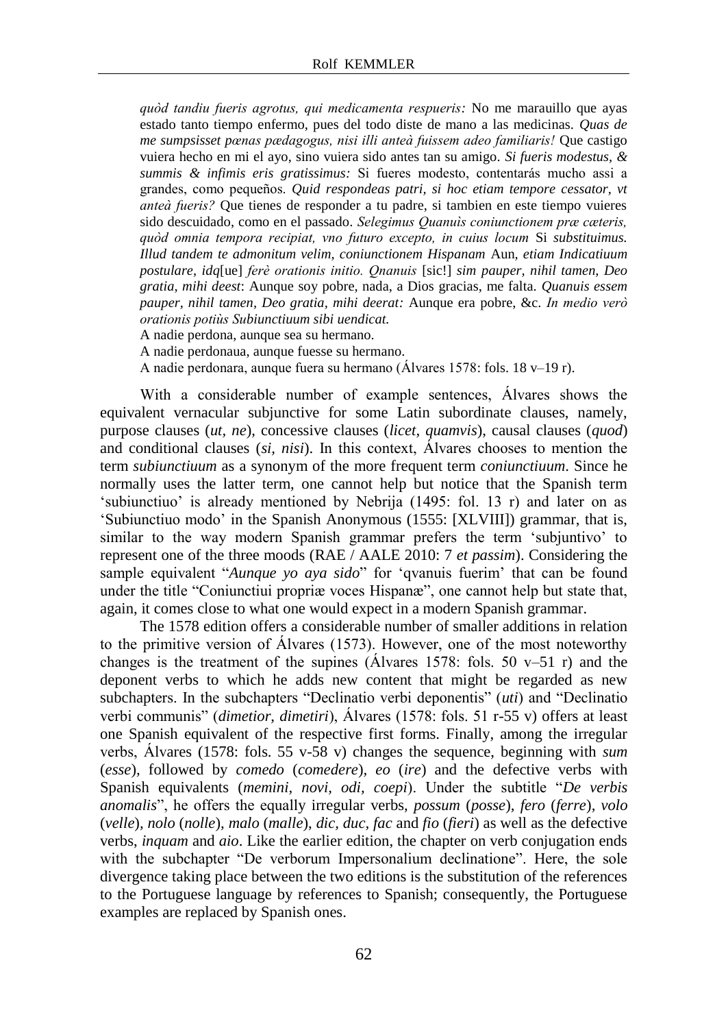*quòd tandiu fueris agrotus, qui medicamenta respueris:* No me marauillo que ayas estado tanto tiempo enfermo, pues del todo diste de mano a las medicinas. *Quas de me sumpsisset pœnas pædagogus, nisi illi anteà fuissem adeo familiaris!* Que castigo vuiera hecho en mi el ayo, sino vuiera sido antes tan su amigo. *Si fueris modestus, & summis & infimis eris gratissimus:* Si fueres modesto, contentarás mucho assi a grandes, como pequeños. *Quid respondeas patri, si hoc etiam tempore cessator, vt anteà fueris?* Que tienes de responder a tu padre, si tambien en este tiempo vuieres sido descuidado, como en el passado. *Selegimus Quanuìs coniunctionem præ cæteris, quòd omnia tempora recipiat, vno futuro excepto, in cuius locum* Si *substituimus. Illud tandem te admonitum velim, coniunctionem Hispanam* Aun, *etiam Indicatiuum postulare, idq*[ue] *ferè orationis initio. Qnanuis* [sic!] *sim pauper, nihil tamen, Deo gratia, mihi deest*: Aunque soy pobre, nada, a Dios gracias, me falta. *Quanuis essem pauper, nihil tamen, Deo gratia, mihi deerat:* Aunque era pobre, &c. *In medio verò orationis potiùs Subiunctiuum sibi uendicat.*

A nadie perdona, aunque sea su hermano.

A nadie perdonaua, aunque fuesse su hermano.

A nadie perdonara, aunque fuera su hermano (Álvares 1578: fols. 18 v–19 r).

With a considerable number of example sentences, Álvares shows the equivalent vernacular subjunctive for some Latin subordinate clauses, namely, purpose clauses (*ut*, *ne*), concessive clauses (*licet*, *quamvis*), causal clauses (*quod*) and conditional clauses (*si*, *nisi*). In this context, Álvares chooses to mention the term *subiunctiuum* as a synonym of the more frequent term *coniunctiuum*. Since he normally uses the latter term, one cannot help but notice that the Spanish term 'subiunctiuo' is already mentioned by Nebrija (1495: fol. 13 r) and later on as 'Subiunctiuo modo' in the Spanish Anonymous (1555: [XLVIII]) grammar, that is, similar to the way modern Spanish grammar prefers the term 'subjuntivo' to represent one of the three moods (RAE / AALE 2010: 7 *et passim*). Considering the sample equivalent "*Aunque yo aya sido*" for 'qvanuis fuerim' that can be found under the title "Coniunctiui propriæ voces Hispanæ", one cannot help but state that, again, it comes close to what one would expect in a modern Spanish grammar.

The 1578 edition offers a considerable number of smaller additions in relation to the primitive version of Álvares (1573). However, one of the most noteworthy changes is the treatment of the supines (Álvares 1578: fols. 50 v–51 r) and the deponent verbs to which he adds new content that might be regarded as new subchapters. In the subchapters "Declinatio verbi deponentis" (*uti*) and "Declinatio verbi communis" (*dimetior*, *dimetiri*), Álvares (1578: fols. 51 r-55 v) offers at least one Spanish equivalent of the respective first forms. Finally, among the irregular verbs, Álvares (1578: fols. 55 v-58 v) changes the sequence, beginning with *sum* (*esse*), followed by *comedo* (*comedere*), *eo* (*ire*) and the defective verbs with Spanish equivalents (*memini*, *novi*, *odi*, *coepi*). Under the subtitle "*De verbis anomalis*", he offers the equally irregular verbs, *possum* (*posse*), *fero* (*ferre*), *volo* (*velle*), *nolo* (*nolle*), *malo* (*malle*), *dic*, *duc*, *fac* and *fio* (*fieri*) as well as the defective verbs, *inquam* and *aio*. Like the earlier edition, the chapter on verb conjugation ends with the subchapter "De verborum Impersonalium declinatione". Here, the sole divergence taking place between the two editions is the substitution of the references to the Portuguese language by references to Spanish; consequently, the Portuguese examples are replaced by Spanish ones.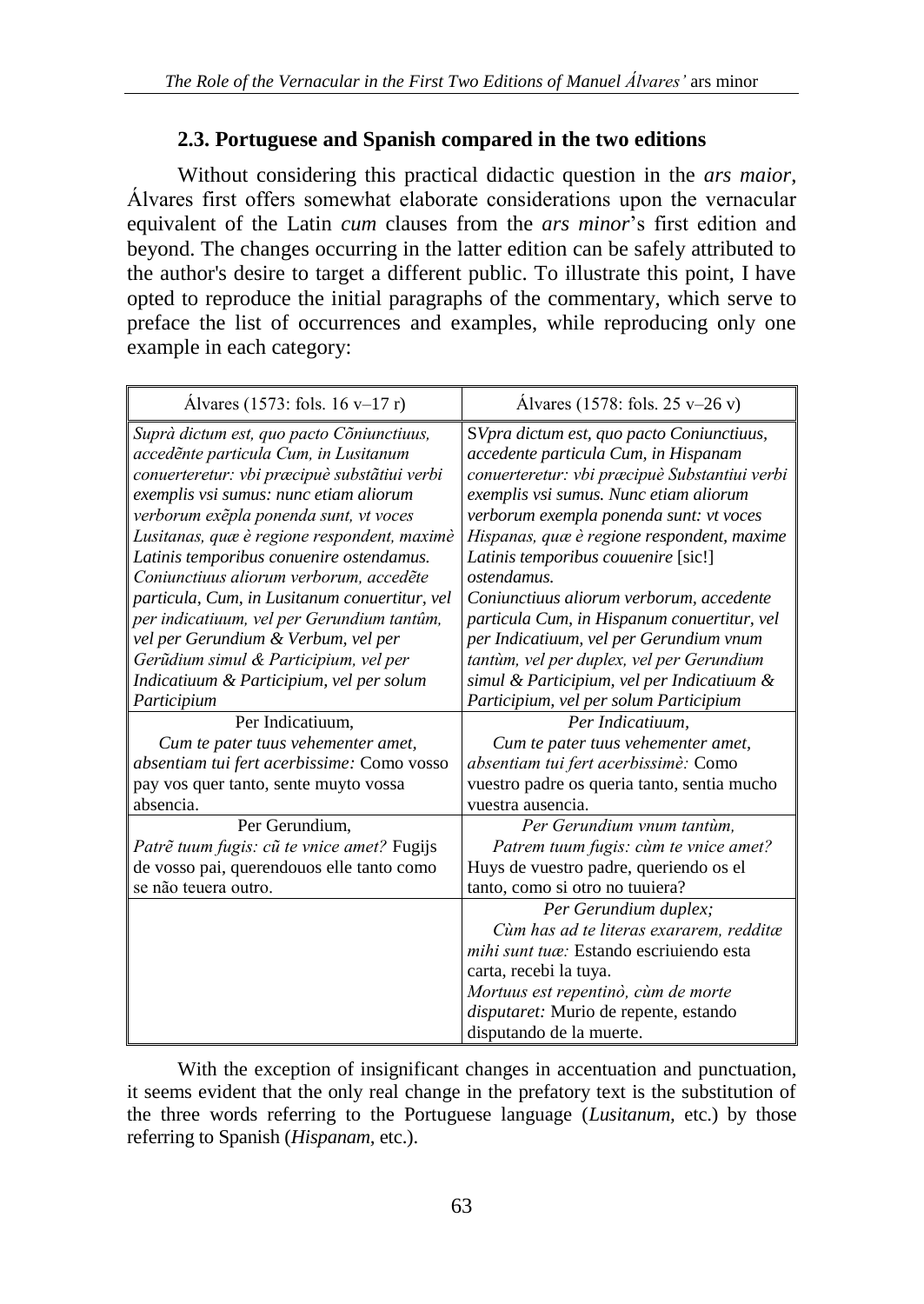### 2.3. Portuguese and Spanish compared in the two editions

Without considering this practical didactic question in the *ars maior*, Álvares first offers somewhat elaborate considerations upon the vernacular equivalent of the Latin *cum* clauses from the *ars minor*'s first edition and beyond. The changes occurring in the latter edition can be safely attributed to the author's desire to target a different public. To illustrate this point, I have opted to reproduce the initial paragraphs of the commentary, which serve to preface the list of occurrences and examples, while reproducing only one example in each category:

| Álvares (1573: fols. 16 v–17 r) | Álvares (1578: fols. 25 v–26 v) |
|---|---|
| *Suprà dictum est, quo pacto Cõniunctiuus, accedẽnte particula Cum, in Lusitanum conuerteretur: vbi præcipuè substãtiui verbi exemplis vsi sumus: nunc etiam aliorum verborum exẽpla ponenda sunt, vt voces Lusitanas, quæ è regione respondent, maximè Latinis temporibus conuenire ostendamus. Coniunctiuus aliorum verborum, accedẽte particula, Cum, in Lusitanum conuertitur, vel per indicatiuum, vel per Gerundium tantûm, vel per Gerundium & Verbum, vel per Gerũdium simul & Participium, vel per Indicatiuum & Participium, vel per solum Participium* | S*Vpra dictum est, quo pacto Coniunctiuus, accedente particula Cum, in Hispanam conuerteretur: vbi præcipuè Substantiui verbi exemplis vsi sumus. Nunc etiam aliorum verborum exempla ponenda sunt: vt voces Hispanas, quæ è regione respondent, maxime Latinis temporibus couuenire* [sic!] *ostendamus. Coniunctiuus aliorum verborum, accedente particula Cum, in Hispanum conuertitur, vel per Indicatiuum, vel per Gerundium vnum tantùm, vel per duplex, vel per Gerundium simul & Participium, vel per Indicatiuum & Participium, vel per solum Participium* |
| Per Indicatiuum, *Cum te pater tuus vehementer amet, absentiam tui fert acerbissime:* Como vosso pay vos quer tanto, sente muyto vossa absencia. | *Per Indicatiuum, Cum te pater tuus vehementer amet, absentiam tui fert acerbissimè:* Como vuestro padre os queria tanto, sentia mucho vuestra ausencia. |
| Per Gerundium, *Patrẽ tuum fugis: cũ te vnice amet?* Fugijs de vosso pai, querendouos elle tanto como se não teuera outro. | *Per Gerundium vnum tantùm, Patrem tuum fugis: cùm te vnice amet?* Huys de vuestro padre, queriendo os el tanto, como si otro no tuuiera? |
| | *Per Gerundium duplex; Cùm has ad te literas exararem, redditæ mihi sunt tuæ:* Estando escriuiendo esta carta, recebi la tuya. *Mortuus est repentinò, cùm de morte disputaret:* Murio de repente, estando disputando de la muerte. |

With the exception of insignificant changes in accentuation and punctuation, it seems evident that the only real change in the prefatory text is the substitution of the three words referring to the Portuguese language (*Lusitanum*, etc.) by those referring to Spanish (*Hispanam*, etc.).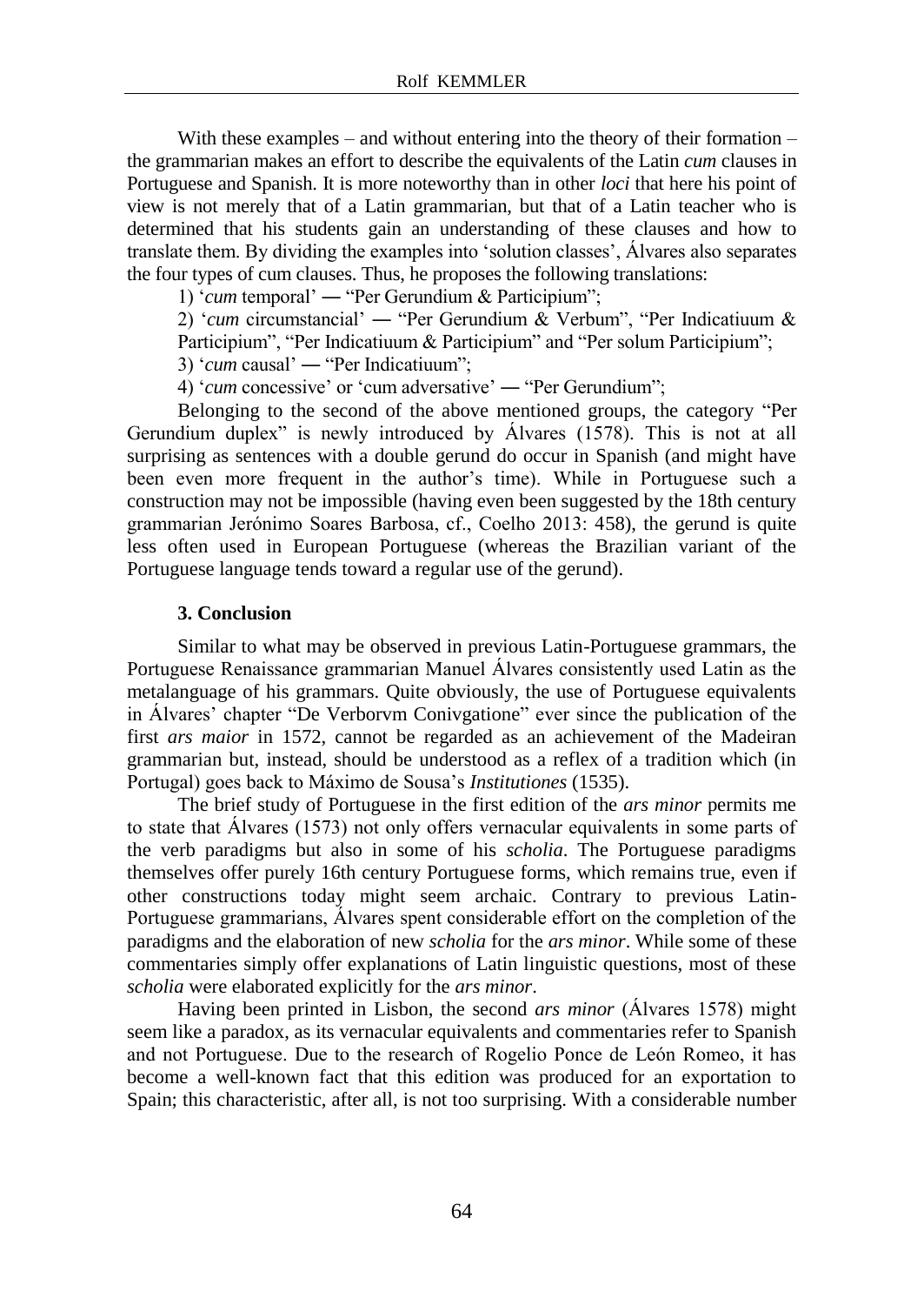With these examples – and without entering into the theory of their formation – the grammarian makes an effort to describe the equivalents of the Latin *cum* clauses in Portuguese and Spanish. It is more noteworthy than in other *loci* that here his point of view is not merely that of a Latin grammarian, but that of a Latin teacher who is determined that his students gain an understanding of these clauses and how to translate them. By dividing the examples into 'solution classes', Álvares also separates the four types of cum clauses. Thus, he proposes the following translations:

1) '*cum* temporal' ― "Per Gerundium & Participium";

2) '*cum* circumstancial' ― "Per Gerundium & Verbum", "Per Indicatiuum & Participium", "Per Indicatiuum & Participium" and "Per solum Participium";

3) '*cum* causal' ― "Per Indicatiuum";

4) '*cum* concessive' or 'cum adversative' ― "Per Gerundium";

Belonging to the second of the above mentioned groups, the category "Per Gerundium duplex" is newly introduced by Álvares (1578). This is not at all surprising as sentences with a double gerund do occur in Spanish (and might have been even more frequent in the author's time). While in Portuguese such a construction may not be impossible (having even been suggested by the 18th century grammarian Jerónimo Soares Barbosa, cf., Coelho 2013: 458), the gerund is quite less often used in European Portuguese (whereas the Brazilian variant of the Portuguese language tends toward a regular use of the gerund).

## 3. Conclusion

Similar to what may be observed in previous Latin-Portuguese grammars, the Portuguese Renaissance grammarian Manuel Álvares consistently used Latin as the metalanguage of his grammars. Quite obviously, the use of Portuguese equivalents in Álvares' chapter "De Verborvm Conivgatione" ever since the publication of the first *ars maior* in 1572, cannot be regarded as an achievement of the Madeiran grammarian but, instead, should be understood as a reflex of a tradition which (in Portugal) goes back to Máximo de Sousa's *Institutiones* (1535).

The brief study of Portuguese in the first edition of the *ars minor* permits me to state that Álvares (1573) not only offers vernacular equivalents in some parts of the verb paradigms but also in some of his *scholia*. The Portuguese paradigms themselves offer purely 16th century Portuguese forms, which remains true, even if other constructions today might seem archaic. Contrary to previous Latin-Portuguese grammarians, Álvares spent considerable effort on the completion of the paradigms and the elaboration of new *scholia* for the *ars minor*. While some of these commentaries simply offer explanations of Latin linguistic questions, most of these *scholia* were elaborated explicitly for the *ars minor*.

Having been printed in Lisbon, the second *ars minor* (Álvares 1578) might seem like a paradox, as its vernacular equivalents and commentaries refer to Spanish and not Portuguese. Due to the research of Rogelio Ponce de León Romeo, it has become a well-known fact that this edition was produced for an exportation to Spain; this characteristic, after all, is not too surprising. With a considerable number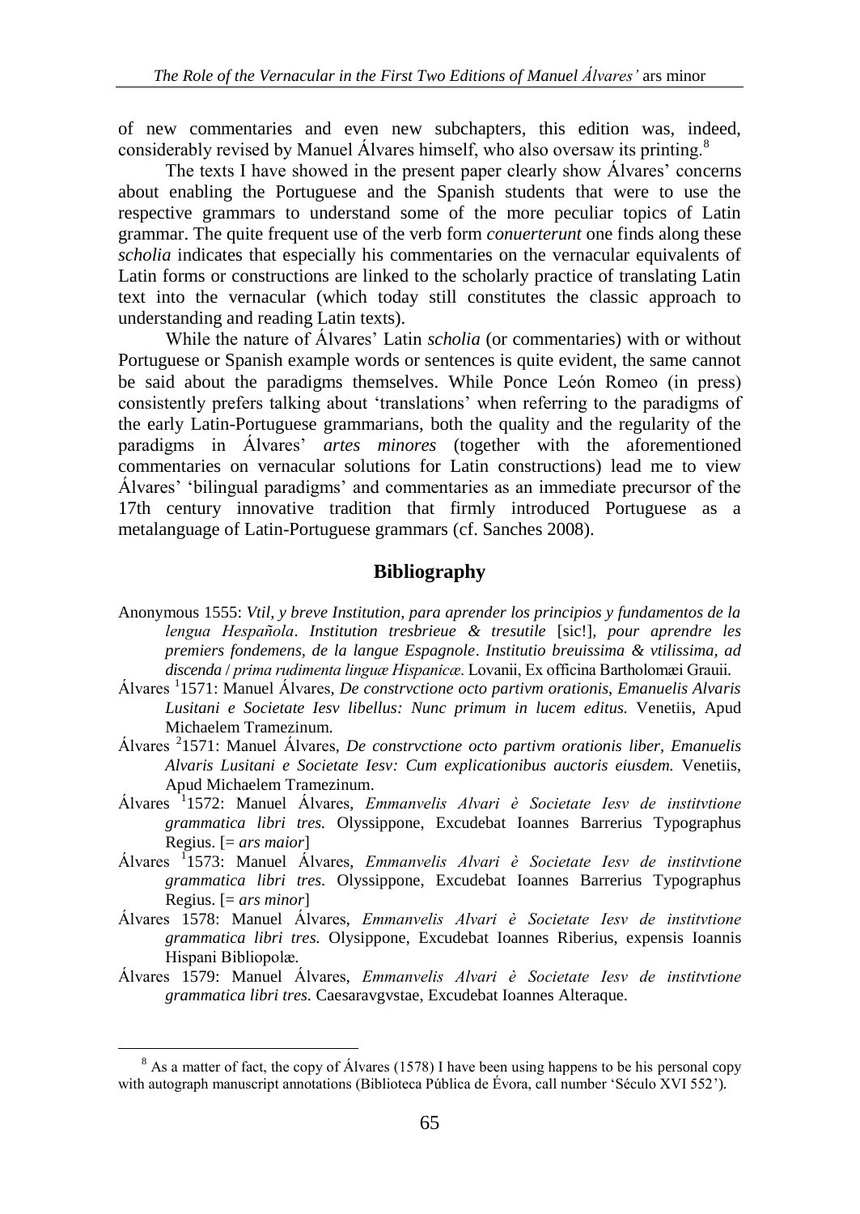of new commentaries and even new subchapters, this edition was, indeed, considerably revised by Manuel Álvares himself, who also oversaw its printing.[8]

The texts I have showed in the present paper clearly show Álvares' concerns about enabling the Portuguese and the Spanish students that were to use the respective grammars to understand some of the more peculiar topics of Latin grammar. The quite frequent use of the verb form *conuerterunt* one finds along these *scholia* indicates that especially his commentaries on the vernacular equivalents of Latin forms or constructions are linked to the scholarly practice of translating Latin text into the vernacular (which today still constitutes the classic approach to understanding and reading Latin texts).

While the nature of Álvares' Latin *scholia* (or commentaries) with or without Portuguese or Spanish example words or sentences is quite evident, the same cannot be said about the paradigms themselves. While Ponce León Romeo (in press) consistently prefers talking about 'translations' when referring to the paradigms of the early Latin-Portuguese grammarians, both the quality and the regularity of the paradigms in Álvares' *artes minores* (together with the aforementioned commentaries on vernacular solutions for Latin constructions) lead me to view Álvares' 'bilingual paradigms' and commentaries as an immediate precursor of the 17th century innovative tradition that firmly introduced Portuguese as a metalanguage of Latin-Portuguese grammars (cf. Sanches 2008).

## Bibliography

Anonymous 1555: *Vtil, y breve Institution, para aprender los principios y fundamentos de la lengua Hespañola*. *Institution tresbrieue & tresutile* [sic!], *pour aprendre les premiers fondemens, de la langue Espagnole*. *Institutio breuissima & vtilissima, ad discenda / prima rudimenta linguæ Hispanicæ*. Lovanii, Ex officina Bartholomæi Grauii.

Álvares [1]1571: Manuel Álvares, *De constrvctione octo partivm orationis, Emanuelis Alvaris Lusitani e Societate Iesv libellus: Nunc primum in lucem editus.* Venetiis, Apud Michaelem Tramezinum.

Álvares [2]1571: Manuel Álvares, *De constrvctione octo partivm orationis liber, Emanuelis Alvaris Lusitani e Societate Iesv: Cum explicationibus auctoris eiusdem.* Venetiis, Apud Michaelem Tramezinum.

Álvares [1]1572: Manuel Álvares, *Emmanvelis Alvari è Societate Iesv de institvtione grammatica libri tres.* Olyssippone, Excudebat Ioannes Barrerius Typographus Regius. [= *ars maior*]

Álvares [1]1573: Manuel Álvares, *Emmanvelis Alvari è Societate Iesv de institvtione grammatica libri tres.* Olyssippone, Excudebat Ioannes Barrerius Typographus Regius. [= *ars minor*]

Álvares 1578: Manuel Álvares, *Emmanvelis Alvari è Societate Iesv de institvtione grammatica libri tres.* Olysippone, Excudebat Ioannes Riberius, expensis Ioannis Hispani Bibliopolæ.

Álvares 1579: Manuel Álvares, *Emmanvelis Alvari è Societate Iesv de institvtione grammatica libri tres.* Caesaravgvstae, Excudebat Ioannes Alteraque.

[8] As a matter of fact, the copy of Álvares (1578) I have been using happens to be his personal copy with autograph manuscript annotations (Biblioteca Pública de Évora, call number 'Século XVI 552').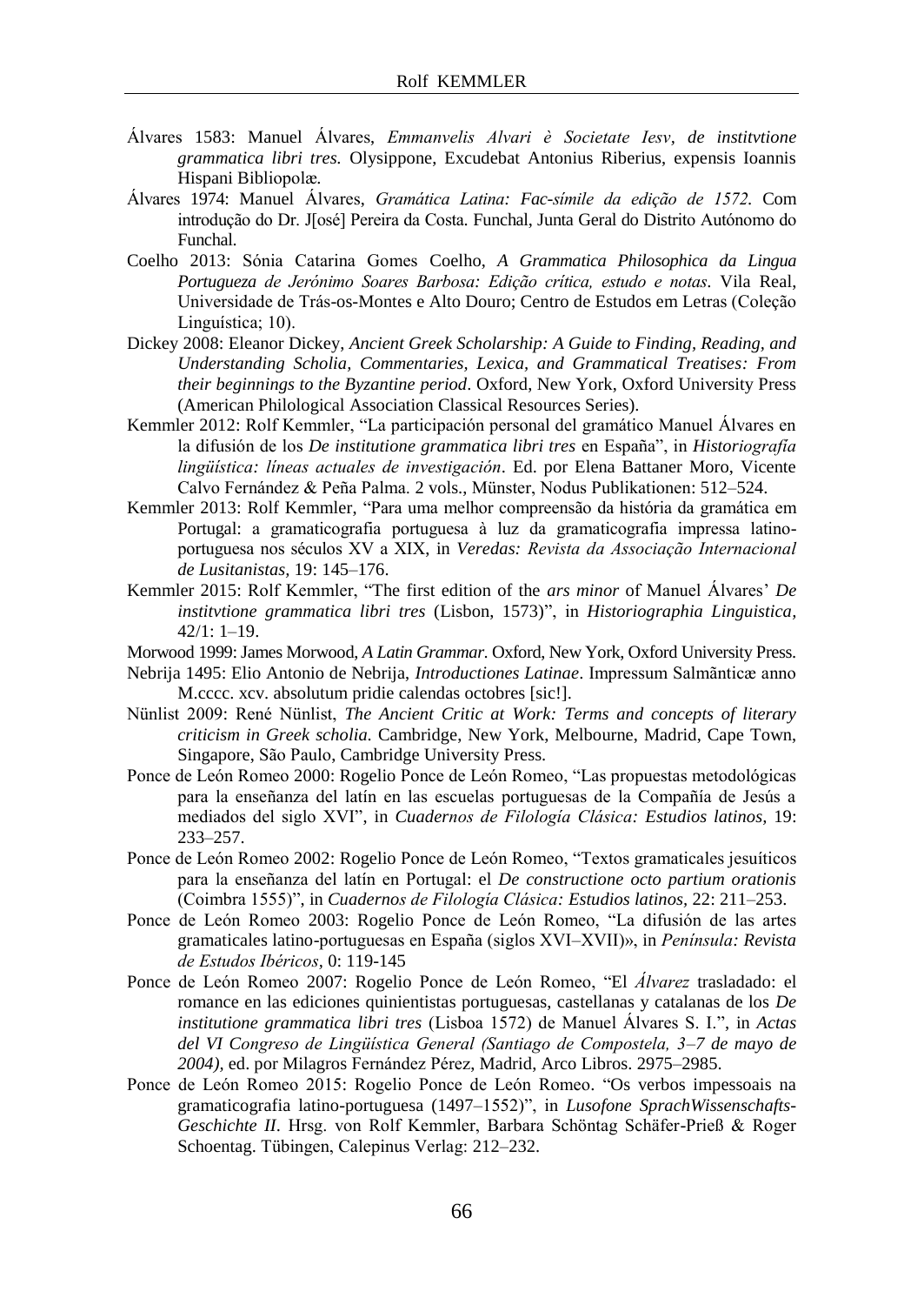Álvares 1583: Manuel Álvares, *Emmanvelis Alvari è Societate Iesv, de institvtione grammatica libri tres*. Olysippone, Excudebat Antonius Riberius, expensis Ioannis Hispani Bibliopolæ.

Álvares 1974: Manuel Álvares, *Gramática Latina: Fac-símile da edição de 1572*. Com introdução do Dr. J[osé] Pereira da Costa. Funchal, Junta Geral do Distrito Autónomo do Funchal.

Coelho 2013: Sónia Catarina Gomes Coelho, *A Grammatica Philosophica da Lingua Portugueza de Jerónimo Soares Barbosa: Edição crítica, estudo e notas*. Vila Real, Universidade de Trás-os-Montes e Alto Douro; Centro de Estudos em Letras (Coleção Linguística; 10).

Dickey 2008: Eleanor Dickey, *Ancient Greek Scholarship: A Guide to Finding, Reading, and Understanding Scholia, Commentaries, Lexica, and Grammatical Treatises: From their beginnings to the Byzantine period*. Oxford, New York, Oxford University Press (American Philological Association Classical Resources Series).

Kemmler 2012: Rolf Kemmler, "La participación personal del gramático Manuel Álvares en la difusión de los *De institutione grammatica libri tres* en España", in *Historiografía lingüística: líneas actuales de investigación*. Ed. por Elena Battaner Moro, Vicente Calvo Fernández & Peña Palma. 2 vols., Münster, Nodus Publikationen: 512–524.

Kemmler 2013: Rolf Kemmler, "Para uma melhor compreensão da história da gramática em Portugal: a gramaticografia portuguesa à luz da gramaticografia impressa latino-portuguesa nos séculos XV a XIX, in *Veredas: Revista da Associação Internacional de Lusitanistas*, 19: 145–176.

Kemmler 2015: Rolf Kemmler, "The first edition of the *ars minor* of Manuel Álvares' *De institvtione grammatica libri tres* (Lisbon, 1573)", in *Historiographia Linguistica*, 42/1: 1–19.

Morwood 1999: James Morwood, *A Latin Grammar*. Oxford, New York, Oxford University Press.

Nebrija 1495: Elio Antonio de Nebrija, *Introductiones Latinae*. Impressum Salmãticæ anno M.cccc. xcv. absolutum pridie calendas octobres [sic!].

Nünlist 2009: René Nünlist, *The Ancient Critic at Work: Terms and concepts of literary criticism in Greek scholia*. Cambridge, New York, Melbourne, Madrid, Cape Town, Singapore, São Paulo, Cambridge University Press.

Ponce de León Romeo 2000: Rogelio Ponce de León Romeo, "Las propuestas metodológicas para la enseñanza del latín en las escuelas portuguesas de la Compañía de Jesús a mediados del siglo XVI", in *Cuadernos de Filología Clásica: Estudios latinos*, 19: 233–257.

Ponce de León Romeo 2002: Rogelio Ponce de León Romeo, "Textos gramaticales jesuíticos para la enseñanza del latín en Portugal: el *De constructione octo partium orationis* (Coimbra 1555)", in *Cuadernos de Filología Clásica: Estudios latinos*, 22: 211–253.

Ponce de León Romeo 2003: Rogelio Ponce de León Romeo, "La difusión de las artes gramaticales latino-portuguesas en España (siglos XVI–XVII)», in *Península: Revista de Estudos Ibéricos*, 0: 119-145

Ponce de León Romeo 2007: Rogelio Ponce de León Romeo, "El *Álvarez* trasladado: el romance en las ediciones quinientistas portuguesas, castellanas y catalanas de los *De institutione grammatica libri tres* (Lisboa 1572) de Manuel Álvares S. I.", in *Actas del VI Congreso de Lingüística General (Santiago de Compostela, 3–7 de mayo de 2004)*, ed. por Milagros Fernández Pérez, Madrid, Arco Libros. 2975–2985.

Ponce de León Romeo 2015: Rogelio Ponce de León Romeo. "Os verbos impessoais na gramaticografia latino-portuguesa (1497–1552)", in *Lusofone SprachWissenschafts-Geschichte II*. Hrsg. von Rolf Kemmler, Barbara Schöntag Schäfer-Prieß & Roger Schoentag. Tübingen, Calepinus Verlag: 212–232.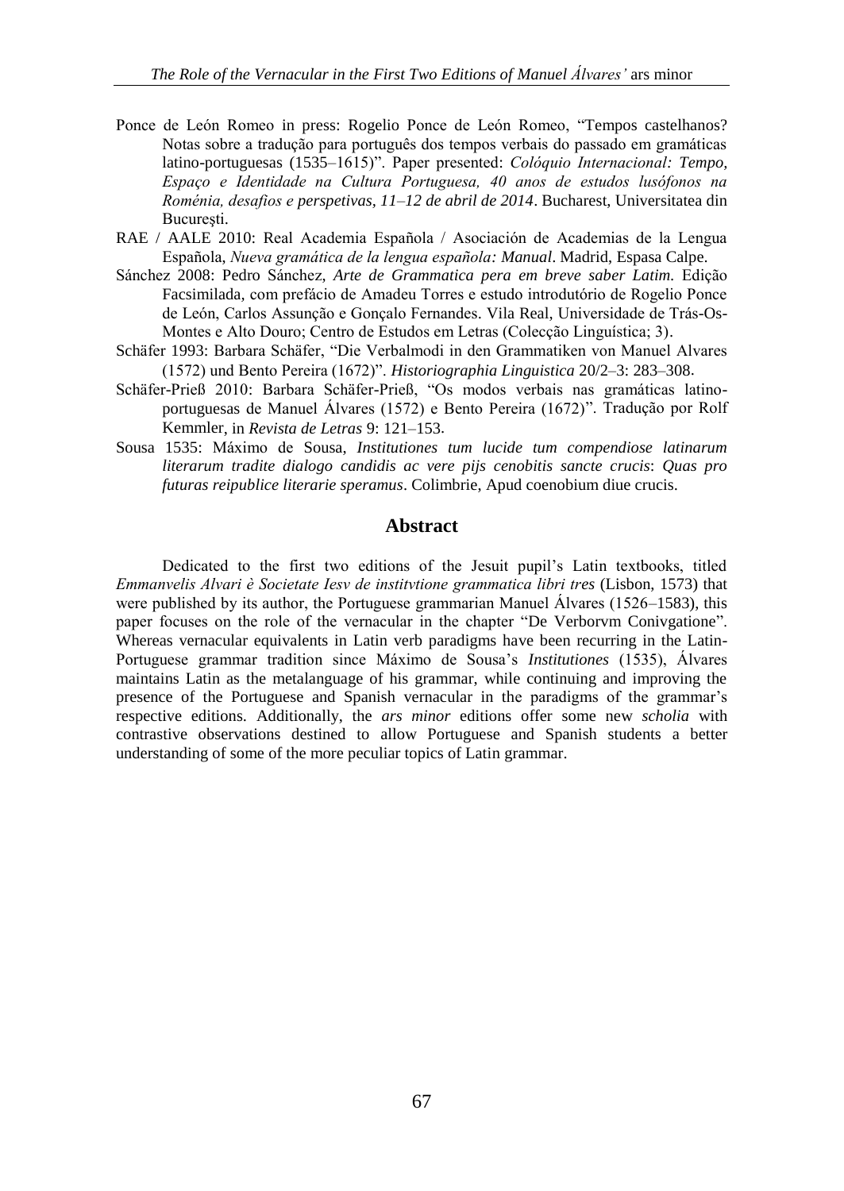Ponce de León Romeo in press: Rogelio Ponce de León Romeo, "Tempos castelhanos? Notas sobre a tradução para português dos tempos verbais do passado em gramáticas latino-portuguesas (1535–1615)". Paper presented: *Colóquio Internacional: Tempo, Espaço e Identidade na Cultura Portuguesa, 40 anos de estudos lusófonos na Roménia, desafios e perspetivas, 11–12 de abril de 2014*. Bucharest, Universitatea din Bucureşti.

RAE / AALE 2010: Real Academia Española / Asociación de Academias de la Lengua Española, *Nueva gramática de la lengua española: Manual*. Madrid, Espasa Calpe.

Sánchez 2008: Pedro Sánchez, *Arte de Grammatica pera em breve saber Latim.* Edição Facsimilada, com prefácio de Amadeu Torres e estudo introdutório de Rogelio Ponce de León, Carlos Assunção e Gonçalo Fernandes. Vila Real, Universidade de Trás-Os-Montes e Alto Douro; Centro de Estudos em Letras (Colecção Linguística; 3).

Schäfer 1993: Barbara Schäfer, "Die Verbalmodi in den Grammatiken von Manuel Alvares (1572) und Bento Pereira (1672)". *Historiographia Linguistica* 20/2–3: 283–308.

Schäfer-Prieß 2010: Barbara Schäfer-Prieß, "Os modos verbais nas gramáticas latino-portuguesas de Manuel Álvares (1572) e Bento Pereira (1672)". Tradução por Rolf Kemmler, in *Revista de Letras* 9: 121–153.

Sousa 1535: Máximo de Sousa, *Institutiones tum lucide tum compendiose latinarum literarum tradite dialogo candidis ac vere pijs cenobitis sancte crucis*: *Quas pro futuras reipublice literarie speramus*. Colimbrie, Apud coenobium diue crucis.

## Abstract

Dedicated to the first two editions of the Jesuit pupil's Latin textbooks, titled *Emmanvelis Alvari è Societate Iesv de institvtione grammatica libri tres* (Lisbon, 1573) that were published by its author, the Portuguese grammarian Manuel Álvares (1526–1583), this paper focuses on the role of the vernacular in the chapter "De Verborvm Conivgatione". Whereas vernacular equivalents in Latin verb paradigms have been recurring in the Latin-Portuguese grammar tradition since Máximo de Sousa's *Institutiones* (1535), Álvares maintains Latin as the metalanguage of his grammar, while continuing and improving the presence of the Portuguese and Spanish vernacular in the paradigms of the grammar's respective editions. Additionally, the *ars minor* editions offer some new *scholia* with contrastive observations destined to allow Portuguese and Spanish students a better understanding of some of the more peculiar topics of Latin grammar.